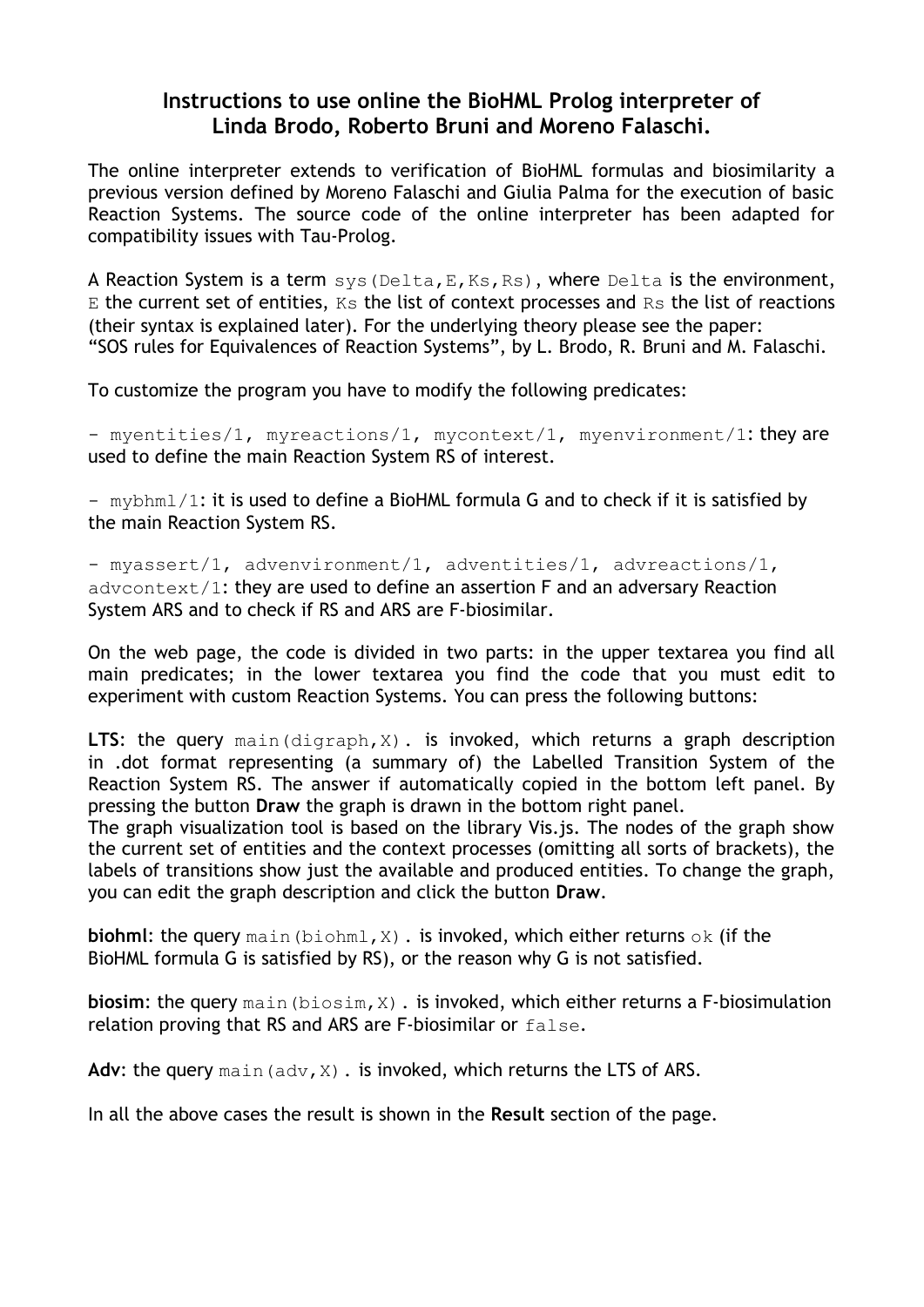# Instructions to use online the BioHML Prolog interpreter of Linda Brodo, Roberto Bruni and Moreno Falaschi.

The online interpreter extends to verification of BioHML formulas and biosimilarity a previous version defined by Moreno Falaschi and Giulia Palma for the execution of basic Reaction Systems. The source code of the online interpreter has been adapted for compatibility issues with Tau-Prolog.

A Reaction System is a term `sys(Delta,E,Ks,Rs)`, where `Delta` is the environment, `E` the current set of entities, `Ks` the list of context processes and `Rs` the list of reactions (their syntax is explained later). For the underlying theory please see the paper: "SOS rules for Equivalences of Reaction Systems", by L. Brodo, R. Bruni and M. Falaschi.

To customize the program you have to modify the following predicates:

- `myentities/1`, `myreactions/1`, `mycontext/1`, `myenvironment/1`: they are used to define the main Reaction System RS of interest.

- `mybhml/1`: it is used to define a BioHML formula G and to check if it is satisfied by the main Reaction System RS.

- `myassert/1`, `advenvironment/1`, `adventities/1`, `advreactions/1`, `advcontext/1`: they are used to define an assertion F and an adversary Reaction System ARS and to check if RS and ARS are F-biosimilar.

On the web page, the code is divided in two parts: in the upper textarea you find all main predicates; in the lower textarea you find the code that you must edit to experiment with custom Reaction Systems. You can press the following buttons:

**LTS**: the query `main(digraph,X).` is invoked, which returns a graph description in .dot format representing (a summary of) the Labelled Transition System of the Reaction System RS. The answer if automatically copied in the bottom left panel. By pressing the button **Draw** the graph is drawn in the bottom right panel.
The graph visualization tool is based on the library Vis.js. The nodes of the graph show the current set of entities and the context processes (omitting all sorts of brackets), the labels of transitions show just the available and produced entities. To change the graph, you can edit the graph description and click the button **Draw**.

**biohml**: the query `main(biohml,X).` is invoked, which either returns `ok` (if the BioHML formula G is satisfied by RS), or the reason why G is not satisfied.

**biosim**: the query `main(biosim,X).` is invoked, which either returns a F-biosimulation relation proving that RS and ARS are F-biosimilar or `false`.

**Adv**: the query `main(adv,X).` is invoked, which returns the LTS of ARS.

In all the above cases the result is shown in the **Result** section of the page.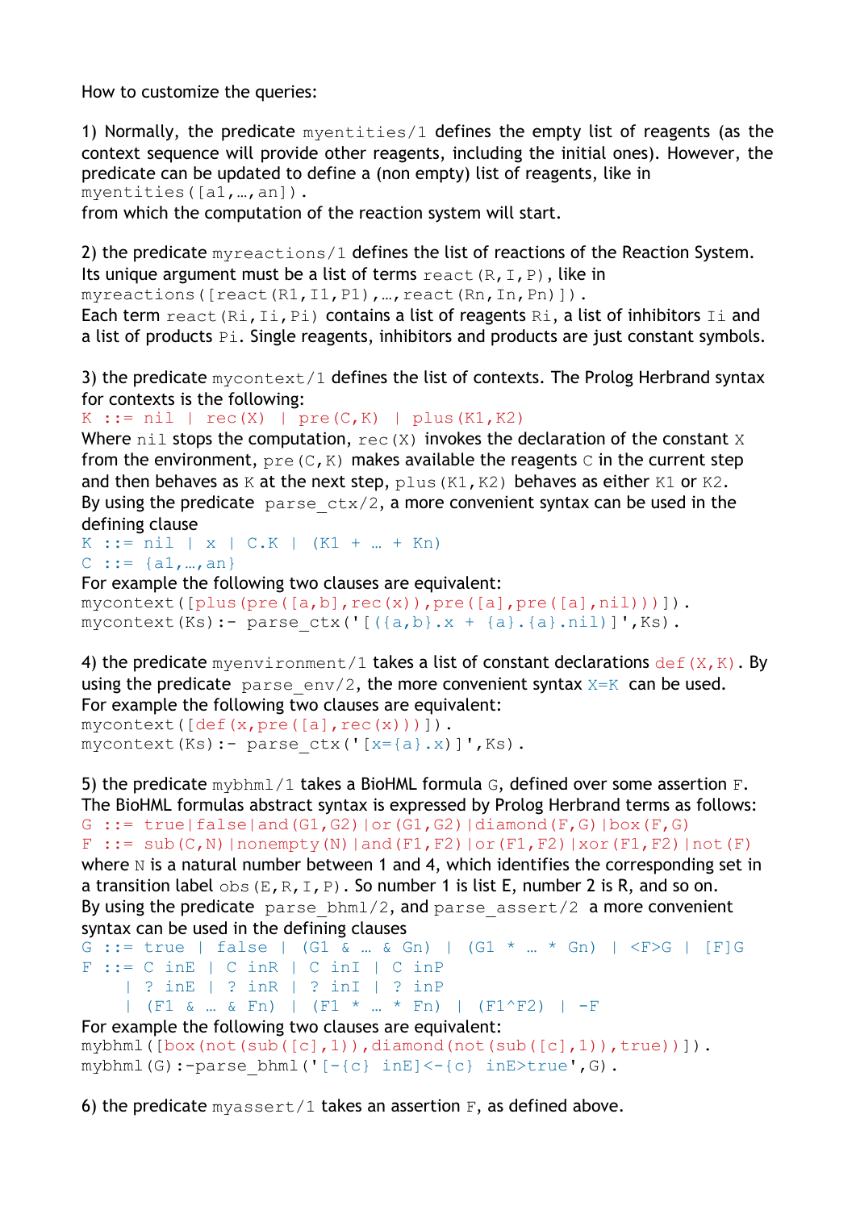How to customize the queries:

1) Normally, the predicate `myentities/1` defines the empty list of reagents (as the context sequence will provide other reagents, including the initial ones). However, the predicate can be updated to define a (non empty) list of reagents, like in

```
myentities([a1,…,an]).
```

from which the computation of the reaction system will start.

2) the predicate `myreactions/1` defines the list of reactions of the Reaction System. Its unique argument must be a list of terms `react(R,I,P)`, like in

```
myreactions([react(R1,I1,P1),…,react(Rn,In,Pn)]).
```

Each term `react(Ri,Ii,Pi)` contains a list of reagents `Ri`, a list of inhibitors `Ii` and a list of products `Pi`. Single reagents, inhibitors and products are just constant symbols.

3) the predicate `mycontext/1` defines the list of contexts. The Prolog Herbrand syntax for contexts is the following:

```
K ::= nil | rec(X) | pre(C,K) | plus(K1,K2)
```

Where `nil` stops the computation, `rec(X)` invokes the declaration of the constant `X` from the environment, `pre(C,K)` makes available the reagents `C` in the current step and then behaves as `K` at the next step, `plus(K1,K2)` behaves as either `K1` or `K2`. By using the predicate `parse_ctx/2`, a more convenient syntax can be used in the defining clause

```
K ::= nil | x | C.K | (K1 + … + Kn)
C ::= {a1,…,an}
```

For example the following two clauses are equivalent:

```
mycontext([plus(pre([a,b],rec(x)),pre([a],pre([a],nil)))]).
mycontext(Ks):- parse_ctx('[({a,b}.x + {a}.{a}.nil)]',Ks).
```

4) the predicate `myenvironment/1` takes a list of constant declarations `def(X,K)`. By using the predicate `parse_env/2`, the more convenient syntax `X=K` can be used. For example the following two clauses are equivalent:

```
mycontext([def(x,pre([a],rec(x)))]).
mycontext(Ks):- parse_ctx('[x={a}.x)]',Ks).
```

5) the predicate `mybhml/1` takes a BioHML formula `G`, defined over some assertion `F`. The BioHML formulas abstract syntax is expressed by Prolog Herbrand terms as follows:

```
G ::= true|false|and(G1,G2)|or(G1,G2)|diamond(F,G)|box(F,G)
F ::= sub(C,N)|nonempty(N)|and(F1,F2)|or(F1,F2)|xor(F1,F2)|not(F)
```

where `N` is a natural number between 1 and 4, which identifies the corresponding set in a transition label `obs(E,R,I,P)`. So number 1 is list E, number 2 is R, and so on. By using the predicate `parse_bhml/2`, and `parse_assert/2` a more convenient syntax can be used in the defining clauses

```
G ::= true | false | (G1 & … & Gn) | (G1 * … * Gn) | <F>G | [F]G
F ::= C inE | C inR | C inI | C inP
    | ? inE | ? inR | ? inI | ? inP
    | (F1 & … & Fn) | (F1 * … * Fn) | (F1^F2) | -F
```

For example the following two clauses are equivalent:

```
mybhml([box(not(sub([c],1)),diamond(not(sub([c],1)),true))]).
mybhml(G):-parse_bhml('[-{c} inE]<-{c} inE>true',G).
```

6) the predicate `myassert/1` takes an assertion `F`, as defined above.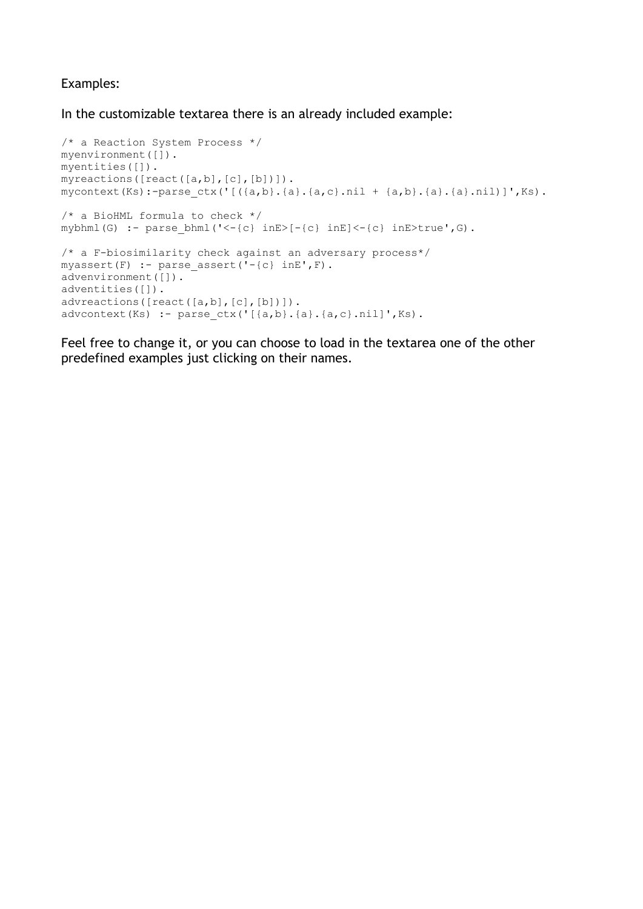Examples:

In the customizable textarea there is an already included example:

```
/* a Reaction System Process */
myenvironment([]).
myentities([]).
myreactions([react([a,b],[c],[b])]).
mycontext(Ks):-parse_ctx('[({a,b}.{a}.{a,c}.nil + {a,b}.{a}.{a}.nil)]',Ks).

/* a BioHML formula to check */
mybhml(G) :- parse_bhml('<-{c} inE>[-{c} inE]<-{c} inE>true',G).

/* a F-biosimilarity check against an adversary process*/
myassert(F) :- parse_assert('-{c} inE',F).
advenvironment([]).
adventities([]).
advreactions([react([a,b],[c],[b])]).
advcontext(Ks) :- parse_ctx('[{a,b}.{a}.{a,c}.nil]',Ks).
```

Feel free to change it, or you can choose to load in the textarea one of the other predefined examples just clicking on their names.